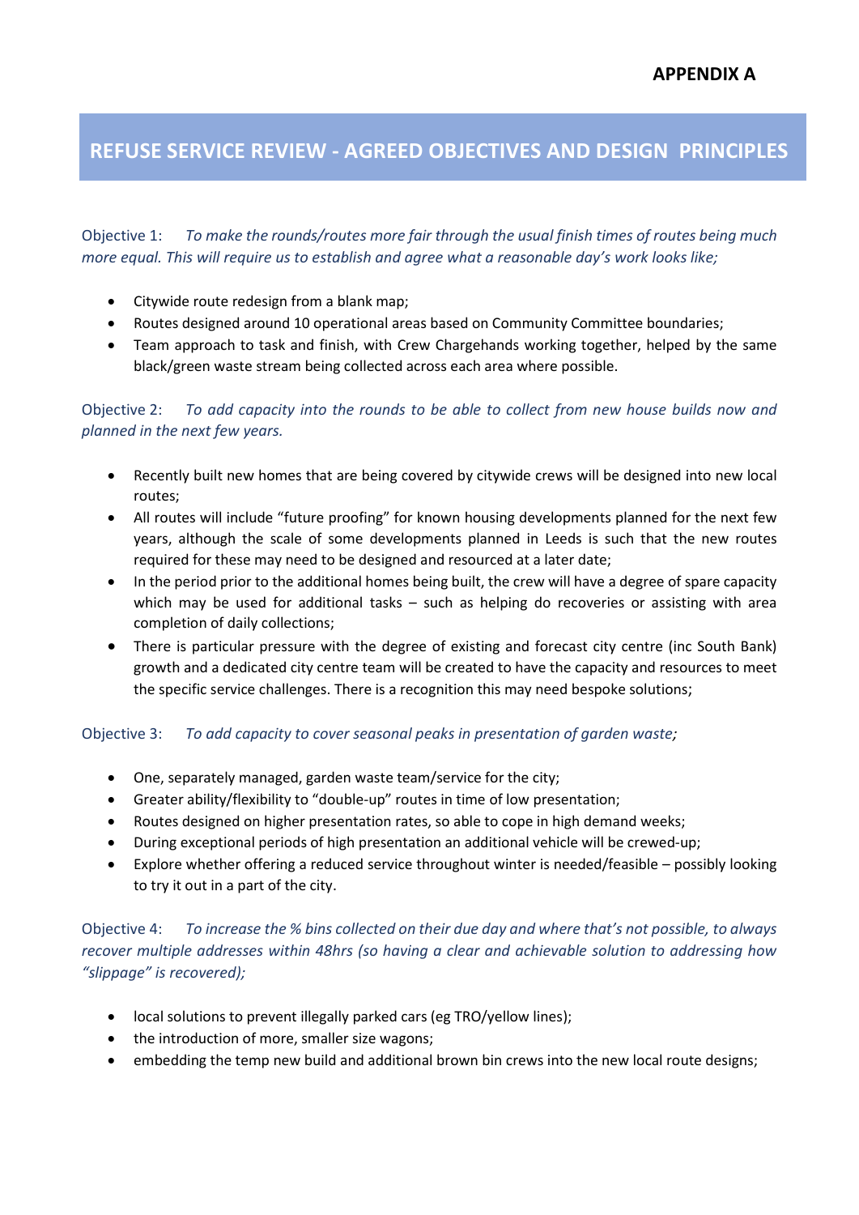**APPENDIX A**

# REFUSE SERVICE REVIEW - AGREED OBJECTIVES AND DESIGN PRINCIPLES

Objective 1: *To make the rounds/routes more fair through the usual finish times of routes being much more equal. This will require us to establish and agree what a reasonable day's work looks like;*

- Citywide route redesign from a blank map;
- Routes designed around 10 operational areas based on Community Committee boundaries;
- Team approach to task and finish, with Crew Chargehands working together, helped by the same black/green waste stream being collected across each area where possible.

Objective 2: *To add capacity into the rounds to be able to collect from new house builds now and planned in the next few years.*

- Recently built new homes that are being covered by citywide crews will be designed into new local routes;
- All routes will include "future proofing" for known housing developments planned for the next few years, although the scale of some developments planned in Leeds is such that the new routes required for these may need to be designed and resourced at a later date;
- In the period prior to the additional homes being built, the crew will have a degree of spare capacity which may be used for additional tasks – such as helping do recoveries or assisting with area completion of daily collections;
- There is particular pressure with the degree of existing and forecast city centre (inc South Bank) growth and a dedicated city centre team will be created to have the capacity and resources to meet the specific service challenges. There is a recognition this may need bespoke solutions;

Objective 3: *To add capacity to cover seasonal peaks in presentation of garden waste;*

- One, separately managed, garden waste team/service for the city;
- Greater ability/flexibility to "double-up" routes in time of low presentation;
- Routes designed on higher presentation rates, so able to cope in high demand weeks;
- During exceptional periods of high presentation an additional vehicle will be crewed-up;
- Explore whether offering a reduced service throughout winter is needed/feasible – possibly looking to try it out in a part of the city.

Objective 4: *To increase the % bins collected on their due day and where that's not possible, to always recover multiple addresses within 48hrs (so having a clear and achievable solution to addressing how "slippage" is recovered);*

- local solutions to prevent illegally parked cars (eg TRO/yellow lines);
- the introduction of more, smaller size wagons;
- embedding the temp new build and additional brown bin crews into the new local route designs;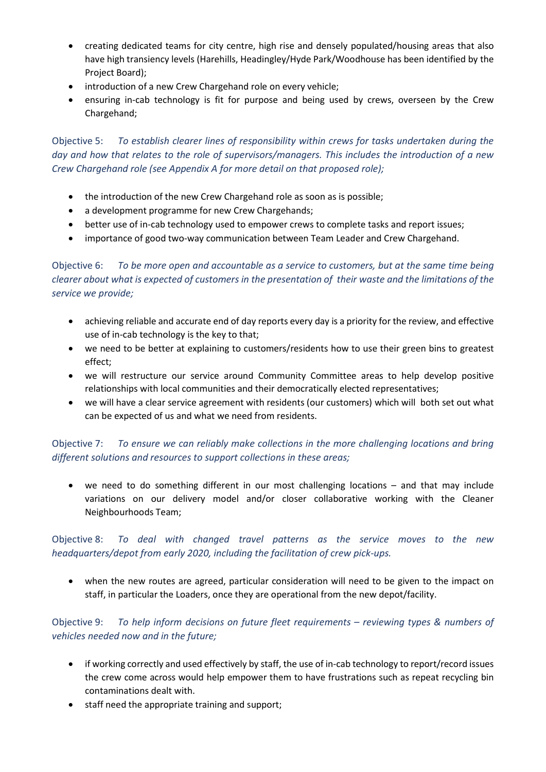- creating dedicated teams for city centre, high rise and densely populated/housing areas that also have high transiency levels (Harehills, Headingley/Hyde Park/Woodhouse has been identified by the Project Board);
- introduction of a new Crew Chargehand role on every vehicle;
- ensuring in-cab technology is fit for purpose and being used by crews, overseen by the Crew Chargehand;

Objective 5: *To establish clearer lines of responsibility within crews for tasks undertaken during the day and how that relates to the role of supervisors/managers. This includes the introduction of a new Crew Chargehand role (see Appendix A for more detail on that proposed role);*

- the introduction of the new Crew Chargehand role as soon as is possible;
- a development programme for new Crew Chargehands;
- better use of in-cab technology used to empower crews to complete tasks and report issues;
- importance of good two-way communication between Team Leader and Crew Chargehand.

Objective 6: *To be more open and accountable as a service to customers, but at the same time being clearer about what is expected of customers in the presentation of their waste and the limitations of the service we provide;*

- achieving reliable and accurate end of day reports every day is a priority for the review, and effective use of in-cab technology is the key to that;
- we need to be better at explaining to customers/residents how to use their green bins to greatest effect;
- we will restructure our service around Community Committee areas to help develop positive relationships with local communities and their democratically elected representatives;
- we will have a clear service agreement with residents (our customers) which will both set out what can be expected of us and what we need from residents.

Objective 7: *To ensure we can reliably make collections in the more challenging locations and bring different solutions and resources to support collections in these areas;*

- we need to do something different in our most challenging locations – and that may include variations on our delivery model and/or closer collaborative working with the Cleaner Neighbourhoods Team;

Objective 8: *To deal with changed travel patterns as the service moves to the new headquarters/depot from early 2020, including the facilitation of crew pick-ups.*

- when the new routes are agreed, particular consideration will need to be given to the impact on staff, in particular the Loaders, once they are operational from the new depot/facility.

Objective 9: *To help inform decisions on future fleet requirements – reviewing types & numbers of vehicles needed now and in the future;*

- if working correctly and used effectively by staff, the use of in-cab technology to report/record issues the crew come across would help empower them to have frustrations such as repeat recycling bin contaminations dealt with.
- staff need the appropriate training and support;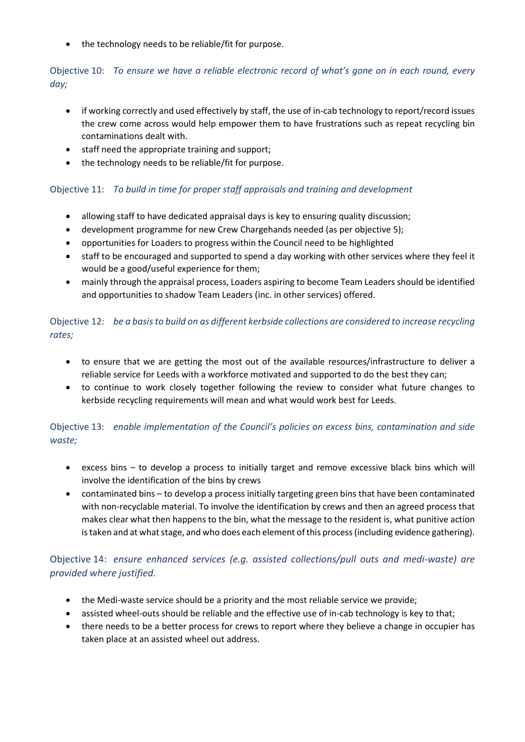- the technology needs to be reliable/fit for purpose.

Objective 10: *To ensure we have a reliable electronic record of what's gone on in each round, every day;*

- if working correctly and used effectively by staff, the use of in-cab technology to report/record issues the crew come across would help empower them to have frustrations such as repeat recycling bin contaminations dealt with.
- staff need the appropriate training and support;
- the technology needs to be reliable/fit for purpose.

Objective 11: *To build in time for proper staff appraisals and training and development*

- allowing staff to have dedicated appraisal days is key to ensuring quality discussion;
- development programme for new Crew Chargehands needed (as per objective 5);
- opportunities for Loaders to progress within the Council need to be highlighted
- staff to be encouraged and supported to spend a day working with other services where they feel it would be a good/useful experience for them;
- mainly through the appraisal process, Loaders aspiring to become Team Leaders should be identified and opportunities to shadow Team Leaders (inc. in other services) offered.

Objective 12: *be a basis to build on as different kerbside collections are considered to increase recycling rates;*

- to ensure that we are getting the most out of the available resources/infrastructure to deliver a reliable service for Leeds with a workforce motivated and supported to do the best they can;
- to continue to work closely together following the review to consider what future changes to kerbside recycling requirements will mean and what would work best for Leeds.

Objective 13: *enable implementation of the Council's policies on excess bins, contamination and side waste;*

- excess bins – to develop a process to initially target and remove excessive black bins which will involve the identification of the bins by crews
- contaminated bins – to develop a process initially targeting green bins that have been contaminated with non-recyclable material. To involve the identification by crews and then an agreed process that makes clear what then happens to the bin, what the message to the resident is, what punitive action is taken and at what stage, and who does each element of this process (including evidence gathering).

Objective 14: *ensure enhanced services (e.g. assisted collections/pull outs and medi-waste) are provided where justified.*

- the Medi-waste service should be a priority and the most reliable service we provide;
- assisted wheel-outs should be reliable and the effective use of in-cab technology is key to that;
- there needs to be a better process for crews to report where they believe a change in occupier has taken place at an assisted wheel out address.